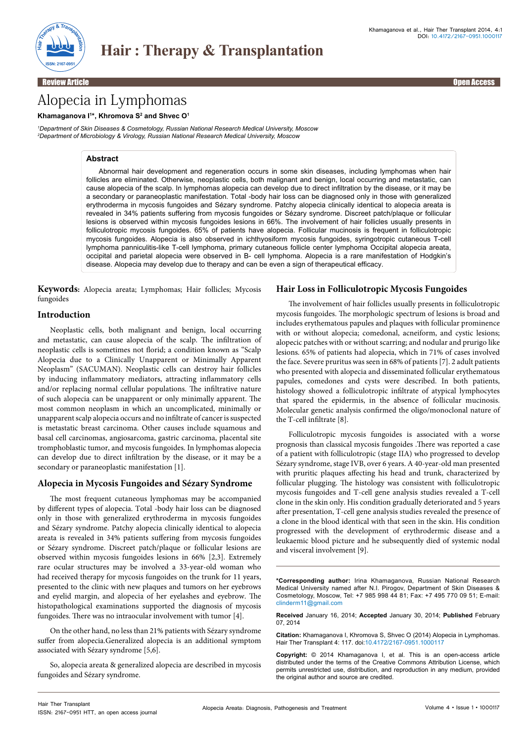Review Article | Open Access

# Alopecia in Lymphomas

**Khamaganova I[1]*, Khromova S[2] and Shvec O[1]**

[1]Department of Skin Diseases & Cosmetology, Russian National Research Medical University, Moscow
[2]Department of Microbiology & Virology, Russian National Research Medical University, Moscow

## Abstract

Abnormal hair development and regeneration occurs in some skin diseases, including lymphomas when hair follicles are eliminated. Otherwise, neoplastic cells, both malignant and benign, local occurring and metastatic, can cause alopecia of the scalp. In lymphomas alopecia can develop due to direct infiltration by the disease, or it may be a secondary or paraneoplastic manifestation. Total -body hair loss can be diagnosed only in those with generalized erythroderma in mycosis fungoides and Sézary syndrome. Patchy alopecia clinically identical to alopecia areata is revealed in 34% patients suffering from mycosis fungoides or Sézary syndrome. Discreet patch/plaque or follicular lesions is observed within mycosis fungoides lesions in 66%. The involvement of hair follicles usually presents in folliculotropic mycosis fungoides. 65% of patients have alopecia. Follicular mucinosis is frequent in folliculotropic mycosis fungoides. Alopecia is also observed in ichthyosiform mycosis fungoides, syringotropic cutaneous T-cell lymphoma panniculitis-like T-cell lymphoma, primary cutaneous follicle center lymphoma Occipital alopecia areata, occipital and parietal alopecia were observed in B- cell lymphoma. Alopecia is a rare manifestation of Hodgkin's disease. Alopecia may develop due to therapy and can be even a sign of therapeutical efficacy.

**Keywords:** Alopecia areata; Lymphomas; Hair follicles; Mycosis fungoides

## Introduction

Neoplastic cells, both malignant and benign, local occurring and metastatic, can cause alopecia of the scalp. The infiltration of neoplastic cells is sometimes not florid; a condition known as "Scalp Alopecia due to a Clinically Unapparent or Minimally Apparent Neoplasm" (SACUMAN). Neoplastic cells can destroy hair follicles by inducing inflammatory mediators, attracting inflammatory cells and/or replacing normal cellular populations. The infiltrative nature of such alopecia can be unapparent or only minimally apparent. The most common neoplasm in which an uncomplicated, minimally or unapparent scalp alopecia occurs and no infiltrate of cancer is suspected is metastatic breast carcinoma. Other causes include squamous and basal cell carcinomas, angiosarcoma, gastric carcinoma, placental site tromphoblastic tumor, and mycosis fungoides. In lymphomas alopecia can develop due to direct infiltration by the disease, or it may be a secondary or paraneoplastic manifestation [1].

## Alopecia in Mycosis Fungoides and Sézary Syndrome

The most frequent cutaneous lymphomas may be accompanied by different types of alopecia. Total -body hair loss can be diagnosed only in those with generalized erythroderma in mycosis fungoides and Sézary syndrome. Patchy alopecia clinically identical to alopecia areata is revealed in 34% patients suffering from mycosis fungoides or Sézary syndrome. Discreet patch/plaque or follicular lesions are observed within mycosis fungoides lesions in 66% [2,3]. Extremely rare ocular structures may be involved a 33-year-old woman who had received therapy for mycosis fungoides on the trunk for 11 years, presented to the clinic with new plaques and tumors on her eyebrows and eyelid margin, and alopecia of her eyelashes and eyebrow. The histopathological examinations supported the diagnosis of mycosis fungoides. There was no intraocular involvement with tumor [4].

On the other hand, no less than 21% patients with Sézary syndrome suffer from alopecia.Generalized alopecia is an additional symptom associated with Sézary syndrome [5,6].

So, alopecia areata & generalized alopecia are described in mycosis fungoides and Sézary syndrome.

## Hair Loss in Folliculotropic Mycosis Fungoides

The involvement of hair follicles usually presents in folliculotropic mycosis fungoides. The morphologic spectrum of lesions is broad and includes erythematous papules and plaques with follicular prominence with or without alopecia; comedonal, acneiform, and cystic lesions; alopecic patches with or without scarring; and nodular and prurigo like lesions. 65% of patients had alopecia, which in 71% of cases involved the face. Severe pruritus was seen in 68% of patients [7]. 2 adult patients who presented with alopecia and disseminated follicular erythematous papules, comedones and cysts were described. In both patients, histology showed a folliculotropic infiltrate of atypical lymphocytes that spared the epidermis, in the absence of follicular mucinosis. Molecular genetic analysis confirmed the oligo/monoclonal nature of the T-cell infiltrate [8].

Folliculotropic mycosis fungoides is associated with a worse prognosis than classical mycosis fungoides .There was reported a case of a patient with folliculotropic (stage IIA) who progressed to develop Sézary syndrome, stage IVB, over 6 years. A 40-year-old man presented with pruritic plaques affecting his head and trunk, characterized by follicular plugging. The histology was consistent with folliculotropic mycosis fungoides and T-cell gene analysis studies revealed a T-cell clone in the skin only. His condition gradually deteriorated and 5 years after presentation, T-cell gene analysis studies revealed the presence of a clone in the blood identical with that seen in the skin. His condition progressed with the development of erythrodermic disease and a leukaemic blood picture and he subsequently died of systemic nodal and visceral involvement [9].

---

***Corresponding author:** Irina Khamaganova, Russian National Research Medical University named after N.I. Pirogov, Department of Skin Diseases & Cosmetology, Moscow, Tel: +7 985 998 44 81; Fax: +7 495 770 09 51; E-mail: clinderm11@gmail.com

**Received** January 16, 2014; **Accepted** January 30, 2014; **Published** February 07, 2014

**Citation:** Khamaganova I, Khromova S, Shvec O (2014) Alopecia in Lymphomas. Hair Ther Transplant 4: 117. doi:10.4172/2167-0951.1000117

**Copyright:** © 2014 Khamaganova I, et al. This is an open-access article distributed under the terms of the Creative Commons Attribution License, which permits unrestricted use, distribution, and reproduction in any medium, provided the original author and source are credited.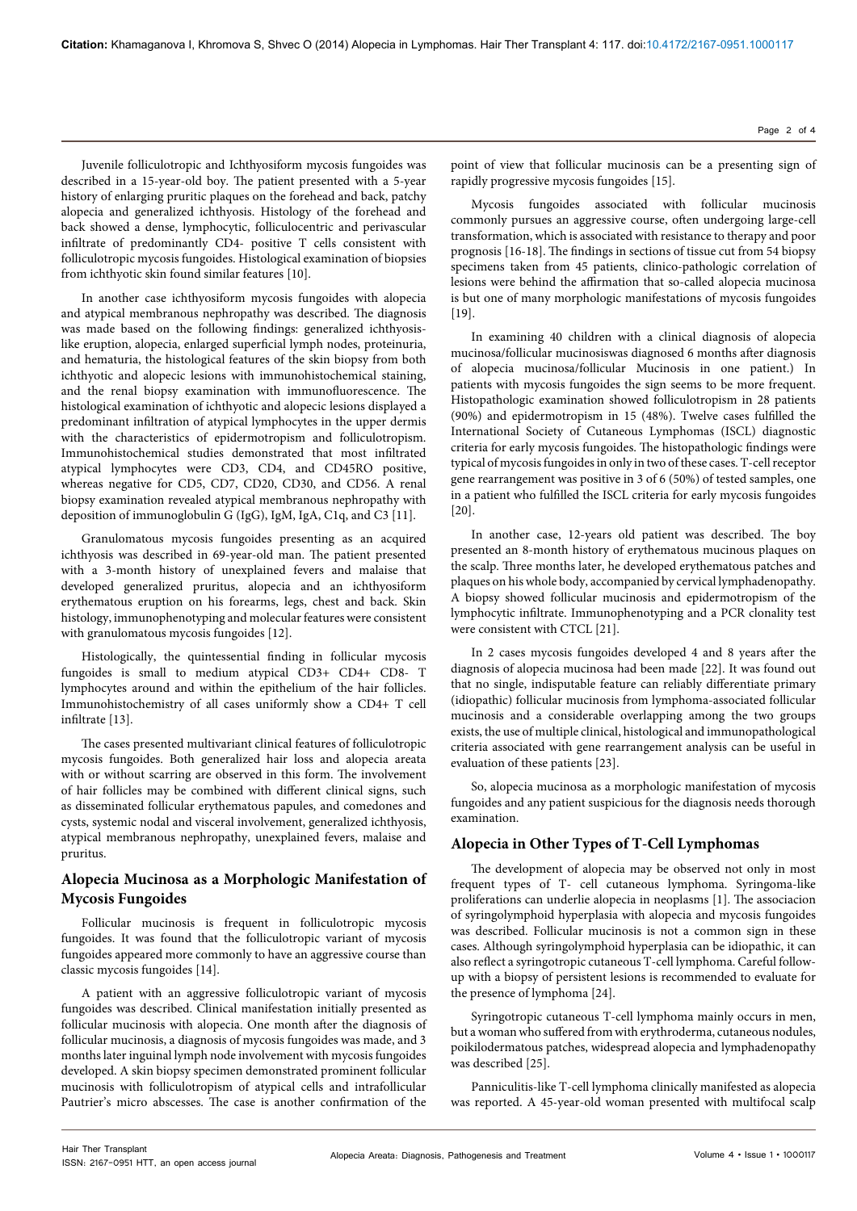Juvenile folliculotropic and Ichthyosiform mycosis fungoides was described in a 15-year-old boy. The patient presented with a 5-year history of enlarging pruritic plaques on the forehead and back, patchy alopecia and generalized ichthyosis. Histology of the forehead and back showed a dense, lymphocytic, folliculocentric and perivascular infiltrate of predominantly CD4- positive T cells consistent with folliculotropic mycosis fungoides. Histological examination of biopsies from ichthyotic skin found similar features [10].

In another case ichthyosiform mycosis fungoides with alopecia and atypical membranous nephropathy was described. The diagnosis was made based on the following findings: generalized ichthyosis-like eruption, alopecia, enlarged superficial lymph nodes, proteinuria, and hematuria, the histological features of the skin biopsy from both ichthyotic and alopecic lesions with immunohistochemical staining, and the renal biopsy examination with immunofluorescence. The histological examination of ichthyotic and alopecic lesions displayed a predominant infiltration of atypical lymphocytes in the upper dermis with the characteristics of epidermotropism and folliculotropism. Immunohistochemical studies demonstrated that most infiltrated atypical lymphocytes were CD3, CD4, and CD45RO positive, whereas negative for CD5, CD7, CD20, CD30, and CD56. A renal biopsy examination revealed atypical membranous nephropathy with deposition of immunoglobulin G (IgG), IgM, IgA, C1q, and C3 [11].

Granulomatous mycosis fungoides presenting as an acquired ichthyosis was described in 69-year-old man. The patient presented with a 3-month history of unexplained fevers and malaise that developed generalized pruritus, alopecia and an ichthyosiform erythematous eruption on his forearms, legs, chest and back. Skin histology, immunophenotyping and molecular features were consistent with granulomatous mycosis fungoides [12].

Histologically, the quintessential finding in follicular mycosis fungoides is small to medium atypical CD3+ CD4+ CD8- T lymphocytes around and within the epithelium of the hair follicles. Immunohistochemistry of all cases uniformly show a CD4+ T cell infiltrate [13].

The cases presented multivariant clinical features of folliculotropic mycosis fungoides. Both generalized hair loss and alopecia areata with or without scarring are observed in this form. The involvement of hair follicles may be combined with different clinical signs, such as disseminated follicular erythematous papules, and comedones and cysts, systemic nodal and visceral involvement, generalized ichthyosis, atypical membranous nephropathy, unexplained fevers, malaise and pruritus.

## Alopecia Mucinosa as a Morphologic Manifestation of Mycosis Fungoides

Follicular mucinosis is frequent in folliculotropic mycosis fungoides. It was found that the folliculotropic variant of mycosis fungoides appeared more commonly to have an aggressive course than classic mycosis fungoides [14].

A patient with an aggressive folliculotropic variant of mycosis fungoides was described. Clinical manifestation initially presented as follicular mucinosis with alopecia. One month after the diagnosis of follicular mucinosis, a diagnosis of mycosis fungoides was made, and 3 months later inguinal lymph node involvement with mycosis fungoides developed. A skin biopsy specimen demonstrated prominent follicular mucinosis with folliculotropism of atypical cells and intrafollicular Pautrier's micro abscesses. The case is another confirmation of the point of view that follicular mucinosis can be a presenting sign of rapidly progressive mycosis fungoides [15].

Mycosis fungoides associated with follicular mucinosis commonly pursues an aggressive course, often undergoing large-cell transformation, which is associated with resistance to therapy and poor prognosis [16-18]. The findings in sections of tissue cut from 54 biopsy specimens taken from 45 patients, clinico-pathologic correlation of lesions were behind the affirmation that so-called alopecia mucinosa is but one of many morphologic manifestations of mycosis fungoides [19].

In examining 40 children with a clinical diagnosis of alopecia mucinosa/follicular mucinosiswas diagnosed 6 months after diagnosis of alopecia mucinosa/follicular Mucinosis in one patient.) In patients with mycosis fungoides the sign seems to be more frequent. Histopathologic examination showed folliculotropism in 28 patients (90%) and epidermotropism in 15 (48%). Twelve cases fulfilled the International Society of Cutaneous Lymphomas (ISCL) diagnostic criteria for early mycosis fungoides. The histopathologic findings were typical of mycosis fungoides in only in two of these cases. T-cell receptor gene rearrangement was positive in 3 of 6 (50%) of tested samples, one in a patient who fulfilled the ISCL criteria for early mycosis fungoides [20].

In another case, 12-years old patient was described. The boy presented an 8-month history of erythematous mucinous plaques on the scalp. Three months later, he developed erythematous patches and plaques on his whole body, accompanied by cervical lymphadenopathy. A biopsy showed follicular mucinosis and epidermotropism of the lymphocytic infiltrate. Immunophenotyping and a PCR clonality test were consistent with CTCL [21].

In 2 cases mycosis fungoides developed 4 and 8 years after the diagnosis of alopecia mucinosa had been made [22]. It was found out that no single, indisputable feature can reliably differentiate primary (idiopathic) follicular mucinosis from lymphoma-associated follicular mucinosis and a considerable overlapping among the two groups exists, the use of multiple clinical, histological and immunopathological criteria associated with gene rearrangement analysis can be useful in evaluation of these patients [23].

So, alopecia mucinosa as a morphologic manifestation of mycosis fungoides and any patient suspicious for the diagnosis needs thorough examination.

## Alopecia in Other Types of T-Cell Lymphomas

The development of alopecia may be observed not only in most frequent types of T- cell cutaneous lymphoma. Syringoma-like proliferations can underlie alopecia in neoplasms [1]. The associacion of syringolymphoid hyperplasia with alopecia and mycosis fungoides was described. Follicular mucinosis is not a common sign in these cases. Although syringolymphoid hyperplasia can be idiopathic, it can also reflect a syringotropic cutaneous T-cell lymphoma. Careful follow-up with a biopsy of persistent lesions is recommended to evaluate for the presence of lymphoma [24].

Syringotropic cutaneous T-cell lymphoma mainly occurs in men, but a woman who suffered from with erythroderma, cutaneous nodules, poikilodermatous patches, widespread alopecia and lymphadenopathy was described [25].

Panniculitis-like T-cell lymphoma clinically manifested as alopecia was reported. A 45-year-old woman presented with multifocal scalp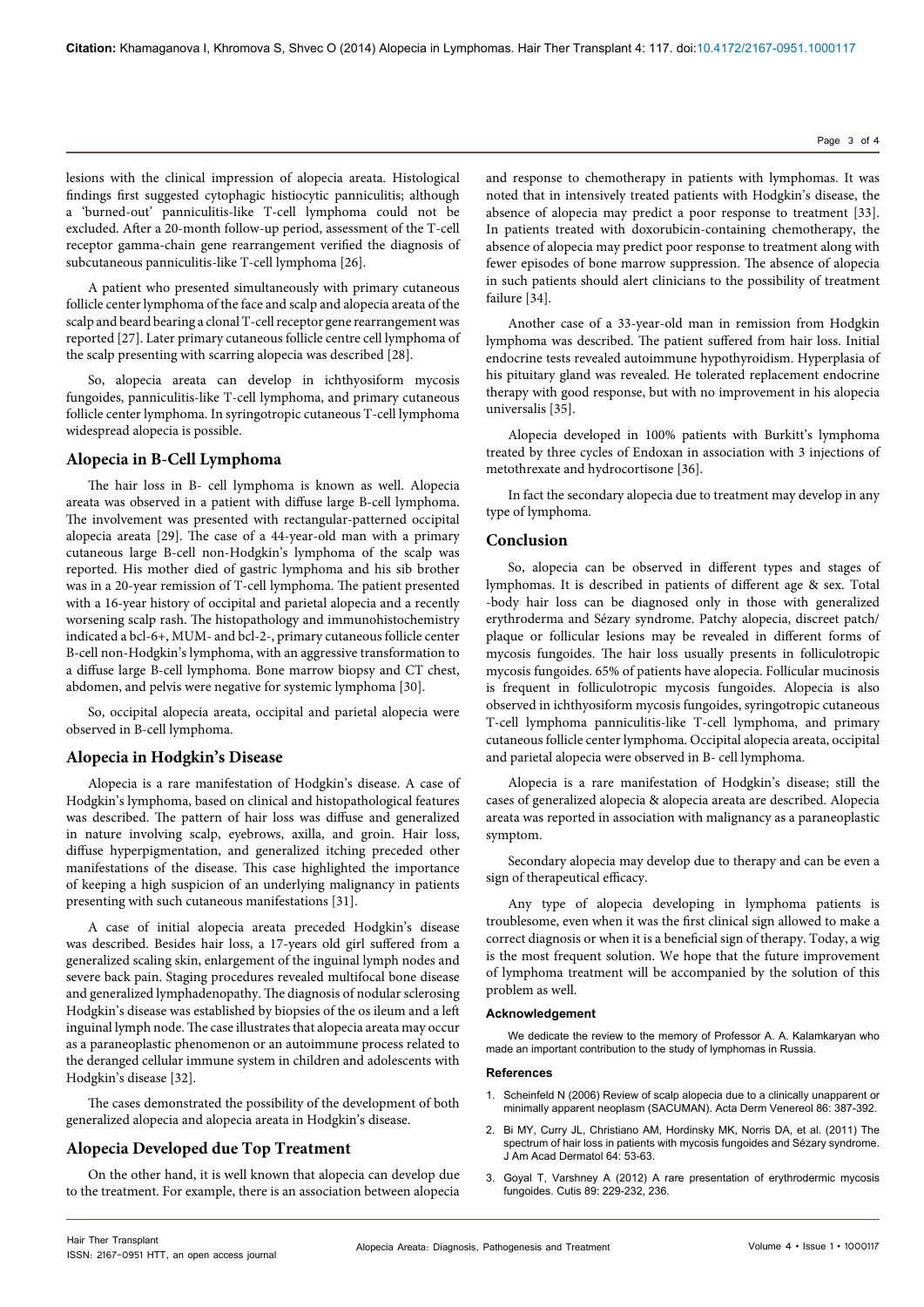lesions with the clinical impression of alopecia areata. Histological findings first suggested cytophagic histiocytic panniculitis; although a 'burned-out' panniculitis-like T-cell lymphoma could not be excluded. After a 20-month follow-up period, assessment of the T-cell receptor gamma-chain gene rearrangement verified the diagnosis of subcutaneous panniculitis-like T-cell lymphoma [26].

A patient who presented simultaneously with primary cutaneous follicle center lymphoma of the face and scalp and alopecia areata of the scalp and beard bearing a clonal T-cell receptor gene rearrangement was reported [27]. Later primary cutaneous follicle centre cell lymphoma of the scalp presenting with scarring alopecia was described [28].

So, alopecia areata can develop in ichthyosiform mycosis fungoides, panniculitis-like T-cell lymphoma, and primary cutaneous follicle center lymphoma. In syringotropic cutaneous T-cell lymphoma widespread alopecia is possible.

## Alopecia in B-Cell Lymphoma

The hair loss in B- cell lymphoma is known as well. Alopecia areata was observed in a patient with diffuse large B-cell lymphoma. The involvement was presented with rectangular-patterned occipital alopecia areata [29]. The case of a 44-year-old man with a primary cutaneous large B-cell non-Hodgkin's lymphoma of the scalp was reported. His mother died of gastric lymphoma and his sib brother was in a 20-year remission of T-cell lymphoma. The patient presented with a 16-year history of occipital and parietal alopecia and a recently worsening scalp rash. The histopathology and immunohistochemistry indicated a bcl-6+, MUM- and bcl-2-, primary cutaneous follicle center B-cell non-Hodgkin's lymphoma, with an aggressive transformation to a diffuse large B-cell lymphoma. Bone marrow biopsy and CT chest, abdomen, and pelvis were negative for systemic lymphoma [30].

So, occipital alopecia areata, occipital and parietal alopecia were observed in B-cell lymphoma.

## Alopecia in Hodgkin's Disease

Alopecia is a rare manifestation of Hodgkin's disease. A case of Hodgkin's lymphoma, based on clinical and histopathological features was described. The pattern of hair loss was diffuse and generalized in nature involving scalp, eyebrows, axilla, and groin. Hair loss, diffuse hyperpigmentation, and generalized itching preceded other manifestations of the disease. This case highlighted the importance of keeping a high suspicion of an underlying malignancy in patients presenting with such cutaneous manifestations [31].

A case of initial alopecia areata preceded Hodgkin's disease was described. Besides hair loss, a 17-years old girl suffered from a generalized scaling skin, enlargement of the inguinal lymph nodes and severe back pain. Staging procedures revealed multifocal bone disease and generalized lymphadenopathy. The diagnosis of nodular sclerosing Hodgkin's disease was established by biopsies of the os ileum and a left inguinal lymph node. The case illustrates that alopecia areata may occur as a paraneoplastic phenomenon or an autoimmune process related to the deranged cellular immune system in children and adolescents with Hodgkin's disease [32].

The cases demonstrated the possibility of the development of both generalized alopecia and alopecia areata in Hodgkin's disease.

## Alopecia Developed due Top Treatment

On the other hand, it is well known that alopecia can develop due to the treatment. For example, there is an association between alopecia and response to chemotherapy in patients with lymphomas. It was noted that in intensively treated patients with Hodgkin's disease, the absence of alopecia may predict a poor response to treatment [33]. In patients treated with doxorubicin-containing chemotherapy, the absence of alopecia may predict poor response to treatment along with fewer episodes of bone marrow suppression. The absence of alopecia in such patients should alert clinicians to the possibility of treatment failure [34].

Another case of a 33-year-old man in remission from Hodgkin lymphoma was described. The patient suffered from hair loss. Initial endocrine tests revealed autoimmune hypothyroidism. Hyperplasia of his pituitary gland was revealed. He tolerated replacement endocrine therapy with good response, but with no improvement in his alopecia universalis [35].

Alopecia developed in 100% patients with Burkitt's lymphoma treated by three cycles of Endoxan in association with 3 injections of metothrexate and hydrocortisone [36].

In fact the secondary alopecia due to treatment may develop in any type of lymphoma.

## Conclusion

So, alopecia can be observed in different types and stages of lymphomas. It is described in patients of different age & sex. Total -body hair loss can be diagnosed only in those with generalized erythroderma and Sézary syndrome. Patchy alopecia, discreet patch/plaque or follicular lesions may be revealed in different forms of mycosis fungoides. The hair loss usually presents in folliculotropic mycosis fungoides. 65% of patients have alopecia. Follicular mucinosis is frequent in folliculotropic mycosis fungoides. Alopecia is also observed in ichthyosiform mycosis fungoides, syringotropic cutaneous T-cell lymphoma panniculitis-like T-cell lymphoma, and primary cutaneous follicle center lymphoma. Occipital alopecia areata, occipital and parietal alopecia were observed in B- cell lymphoma.

Alopecia is a rare manifestation of Hodgkin's disease; still the cases of generalized alopecia & alopecia areata are described. Alopecia areata was reported in association with malignancy as a paraneoplastic symptom.

Secondary alopecia may develop due to therapy and can be even a sign of therapeutical efficacy.

Any type of alopecia developing in lymphoma patients is troublesome, even when it was the first clinical sign allowed to make a correct diagnosis or when it is a beneficial sign of therapy. Today, a wig is the most frequent solution. We hope that the future improvement of lymphoma treatment will be accompanied by the solution of this problem as well.

### Acknowledgement

We dedicate the review to the memory of Professor A. A. Kalamkaryan who made an important contribution to the study of lymphomas in Russia.

### References

1. Scheinfeld N (2006) Review of scalp alopecia due to a clinically unapparent or minimally apparent neoplasm (SACUMAN). Acta Derm Venereol 86: 387-392.
2. Bi MY, Curry JL, Christiano AM, Hordinsky MK, Norris DA, et al. (2011) The spectrum of hair loss in patients with mycosis fungoides and Sézary syndrome. J Am Acad Dermatol 64: 53-63.
3. Goyal T, Varshney A (2012) A rare presentation of erythrodermic mycosis fungoides. Cutis 89: 229-232, 236.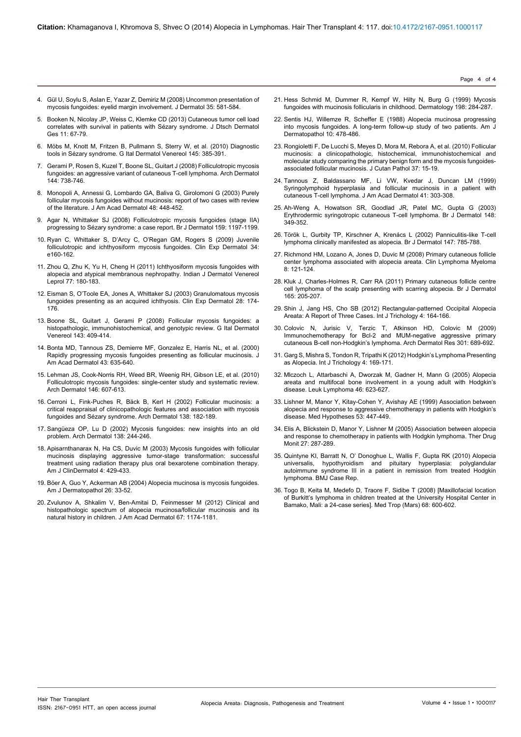4. Gül U, Soylu S, Aslan E, Yazar Z, Demiriz M (2008) Uncommon presentation of mycosis fungoides: eyelid margin involvement. J Dermatol 35: 581-584.

5. Booken N, Nicolay JP, Weiss C, Klemke CD (2013) Cutaneous tumor cell load correlates with survival in patients with Sézary syndrome. J Dtsch Dermatol Ges 11: 67-79.

6. Möbs M, Knott M, Fritzen B, Pullmann S, Sterry W, et al. (2010) Diagnostic tools in Sézary syndrome. G Ital Dermatol Venereol 145: 385-391.

7. Gerami P, Rosen S, Kuzel T, Boone SL, Guitart J (2008) Folliculotropic mycosis fungoides: an aggressive variant of cutaneous T-cell lymphoma. Arch Dermatol 144: 738-746.

8. Monopoli A, Annessi G, Lombardo GA, Baliva G, Girolomoni G (2003) Purely follicular mycosis fungoides without mucinosis: report of two cases with review of the literature. J Am Acad Dermatol 48: 448-452.

9. Agar N, Whittaker SJ (2008) Folliculotropic mycosis fungoides (stage IIA) progressing to Sézary syndrome: a case report. Br J Dermatol 159: 1197-1199.

10. Ryan C, Whittaker S, D'Arcy C, O'Regan GM, Rogers S (2009) Juvenile folliculotropic and ichthyosiform mycosis fungoides. Clin Exp Dermatol 34: e160-162.

11. Zhou Q, Zhu K, Yu H, Cheng H (2011) Ichthyosiform mycosis fungoides with alopecia and atypical membranous nephropathy. Indian J Dermatol Venereol Leprol 77: 180-183.

12. Eisman S, O'Toole EA, Jones A, Whittaker SJ (2003) Granulomatous mycosis fungoides presenting as an acquired ichthyosis. Clin Exp Dermatol 28: 174-176.

13. Boone SL, Guitart J, Gerami P (2008) Follicular mycosis fungoides: a histopathologic, immunohistochemical, and genotypic review. G Ital Dermatol Venereol 143: 409-414.

14. Bonta MD, Tannous ZS, Demierre MF, Gonzalez E, Harris NL, et al. (2000) Rapidly progressing mycosis fungoides presenting as follicular mucinosis. J Am Acad Dermatol 43: 635-640.

15. Lehman JS, Cook-Norris RH, Weed BR, Weenig RH, Gibson LE, et al. (2010) Folliculotropic mycosis fungoides: single-center study and systematic review. Arch Dermatol 146: 607-613.

16. Cerroni L, Fink-Puches R, Bäck B, Kerl H (2002) Follicular mucinosis: a critical reappraisal of clinicopathologic features and association with mycosis fungoides and Sézary syndrome. Arch Dermatol 138: 182-189.

17. Sangüeza OP, Lu D (2002) Mycosis fungoides: new insights into an old problem. Arch Dermatol 138: 244-246.

18. Apisarnthanarax N, Ha CS, Duvic M (2003) Mycosis fungoides with follicular mucinosis displaying aggressive tumor-stage transformation: successful treatment using radiation therapy plus oral bexarotene combination therapy. Am J ClinDermatol 4: 429-433.

19. Böer A, Guo Y, Ackerman AB (2004) Alopecia mucinosa is mycosis fungoides. Am J Dermatopathol 26: 33-52.

20. Zvulunov A, Shkalim V, Ben-Amitai D, Feinmesser M (2012) Clinical and histopathologic spectrum of alopecia mucinosa/follicular mucinosis and its natural history in children. J Am Acad Dermatol 67: 1174-1181.

21. Hess Schmid M, Dummer R, Kempf W, Hilty N, Burg G (1999) Mycosis fungoides with mucinosis follicularis in childhood. Dermatology 198: 284-287.

22. Sentis HJ, Willemze R, Scheffer E (1988) Alopecia mucinosa progressing into mycosis fungoides. A long-term follow-up study of two patients. Am J Dermatopathol 10: 478-486.

23. Rongioletti F, De Lucchi S, Meyes D, Mora M, Rebora A, et al. (2010) Follicular mucinosis: a clinicopathologic, histochemical, immunohistochemical and molecular study comparing the primary benign form and the mycosis fungoides-associated follicular mucinosis. J Cutan Pathol 37: 15-19.

24. Tannous Z, Baldassano MF, Li VW, Kvedar J, Duncan LM (1999) Syringolymphoid hyperplasia and follicular mucinosis in a patient with cutaneous T-cell lymphoma. J Am Acad Dermatol 41: 303-308.

25. Ah-Weng A, Howatson SR, Goodlad JR, Patel MC, Gupta G (2003) Erythrodermic syringotropic cutaneous T-cell lymphoma. Br J Dermatol 148: 349-352.

26. Török L, Gurbity TP, Kirschner A, Krenács L (2002) Panniculitis-like T-cell lymphoma clinically manifested as alopecia. Br J Dermatol 147: 785-788.

27. Richmond HM, Lozano A, Jones D, Duvic M (2008) Primary cutaneous follicle center lymphoma associated with alopecia areata. Clin Lymphoma Myeloma 8: 121-124.

28. Kluk J, Charles-Holmes R, Carr RA (2011) Primary cutaneous follicle centre cell lymphoma of the scalp presenting with scarring alopecia. Br J Dermatol 165: 205-207.

29. Shin J, Jang HS, Cho SB (2012) Rectangular-patterned Occipital Alopecia Areata: A Report of Three Cases. Int J Trichology 4: 164-166.

30. Colovic N, Jurisic V, Terzic T, Atkinson HD, Colovic M (2009) Immunochemotherapy for Bcl-2 and MUM-negative aggressive primary cutaneous B-cell non-Hodgkin's lymphoma. Arch Dermatol Res 301: 689-692.

31. Garg S, Mishra S, Tondon R, Tripathi K (2012) Hodgkin's Lymphoma Presenting as Alopecia. Int J Trichology 4: 169-171.

32. Mlczoch L, Attarbaschi A, Dworzak M, Gadner H, Mann G (2005) Alopecia areata and multifocal bone involvement in a young adult with Hodgkin's disease. Leuk Lymphoma 46: 623-627.

33. Lishner M, Manor Y, Kitay-Cohen Y, Avishay AE (1999) Association between alopecia and response to aggressive chemotherapy in patients with Hodgkin's disease. Med Hypotheses 53: 447-449.

34. Elis A, Blickstein D, Manor Y, Lishner M (2005) Association between alopecia and response to chemotherapy in patients with Hodgkin lymphoma. Ther Drug Monit 27: 287-289.

35. Quintyne KI, Barratt N, O' Donoghue L, Wallis F, Gupta RK (2010) Alopecia universalis, hypothyroidism and pituitary hyperplasia: polyglandular autoimmune syndrome III in a patient in remission from treated Hodgkin lymphoma. BMJ Case Rep.

36. Togo B, Keita M, Medefo D, Traore F, Sidibe T (2008) [Maxillofacial location of Burkitt's lymphoma in children treated at the University Hospital Center in Bamako, Mali: a 24-case series]. Med Trop (Mars) 68: 600-602.